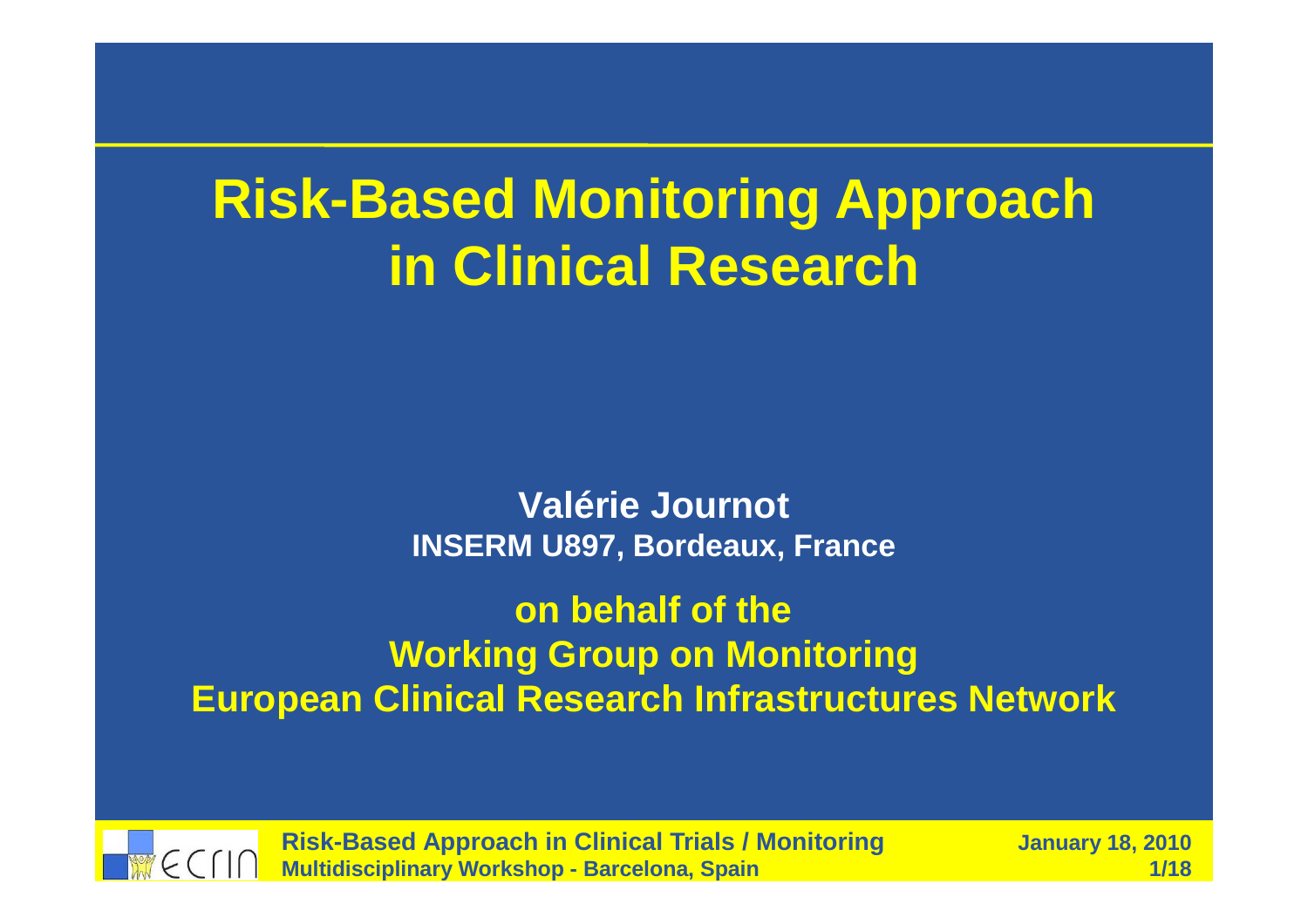# Risk-Based Monitoring Approach in Clinical Research

**Valérie Journot**
**INSERM U897, Bordeaux, France**

**on behalf of the**
**Working Group on Monitoring**
**European Clinical Research Infrastructures Network**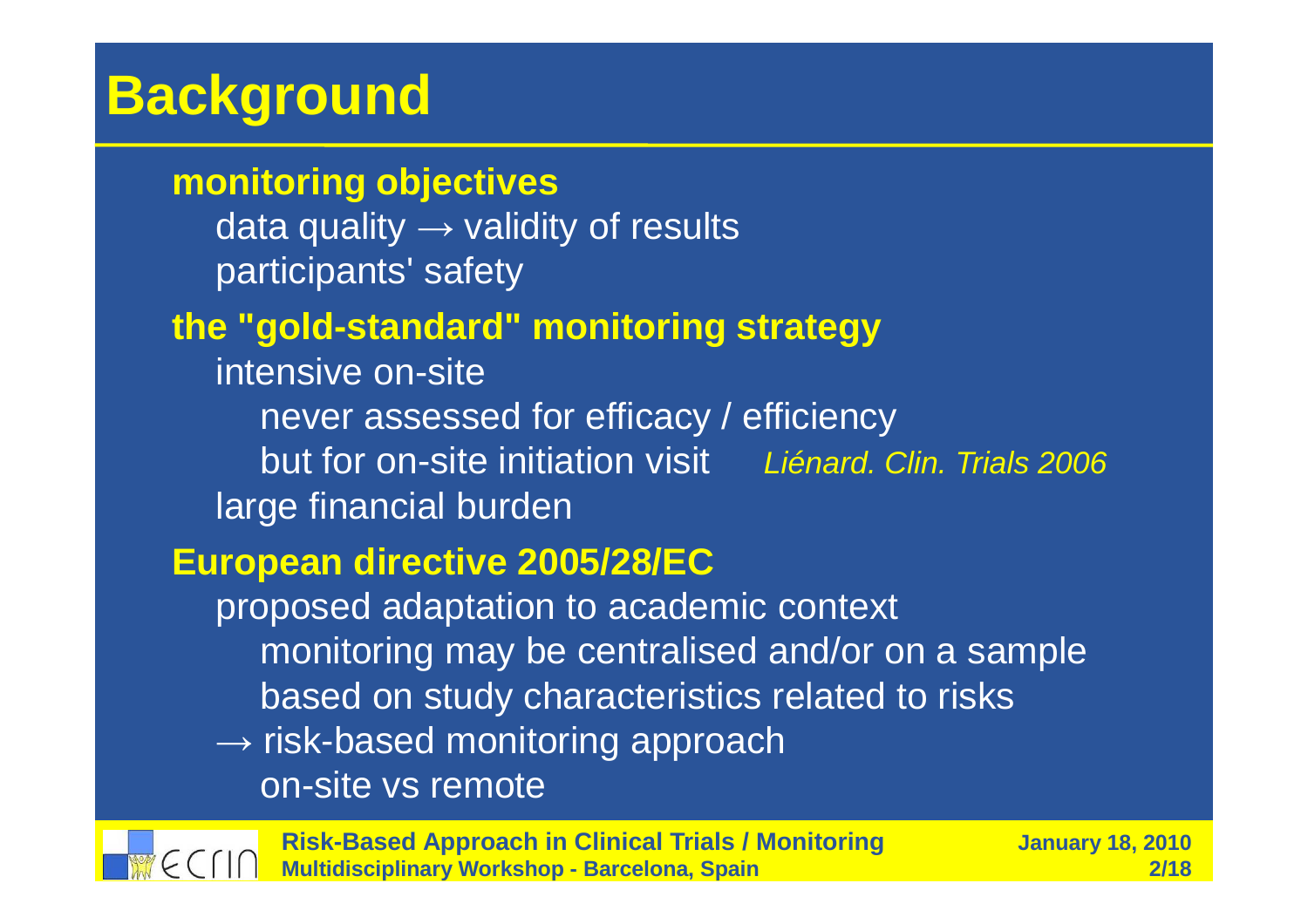# Background

**monitoring objectives**

- data quality → validity of results
- participants' safety

**the "gold-standard" monitoring strategy**

- intensive on-site
  - never assessed for efficacy / efficiency
  - but for on-site initiation visit *Liénard. Clin. Trials 2006*
- large financial burden

**European directive 2005/28/EC**

- proposed adaptation to academic context
  - monitoring may be centralised and/or on a sample
  - based on study characteristics related to risks
- → risk-based monitoring approach
  - on-site vs remote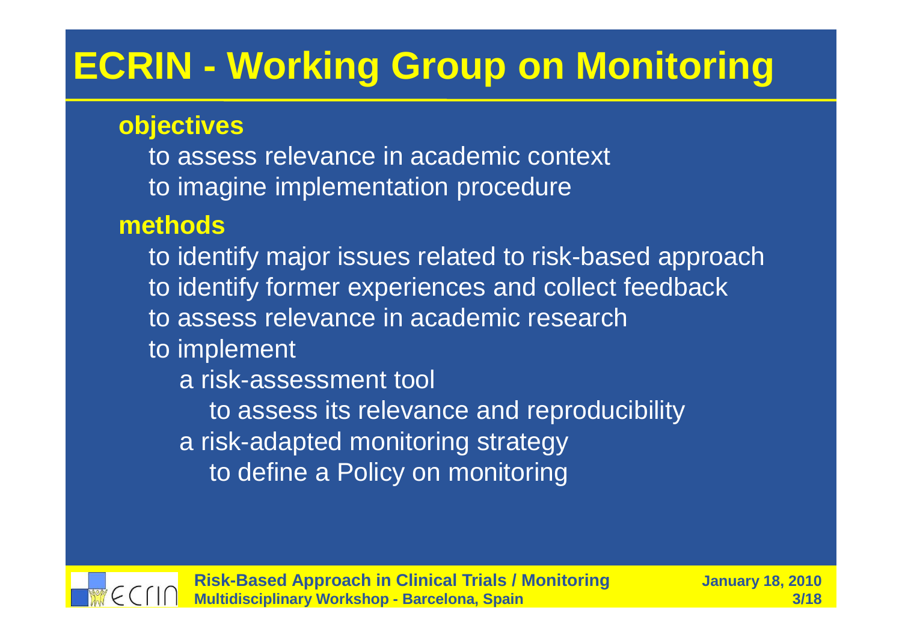# ECRIN - Working Group on Monitoring

**objectives**

- to assess relevance in academic context
- to imagine implementation procedure

**methods**

- to identify major issues related to risk-based approach
- to identify former experiences and collect feedback
- to assess relevance in academic research
- to implement
  - a risk-assessment tool
    - to assess its relevance and reproducibility
  - a risk-adapted monitoring strategy
    - to define a Policy on monitoring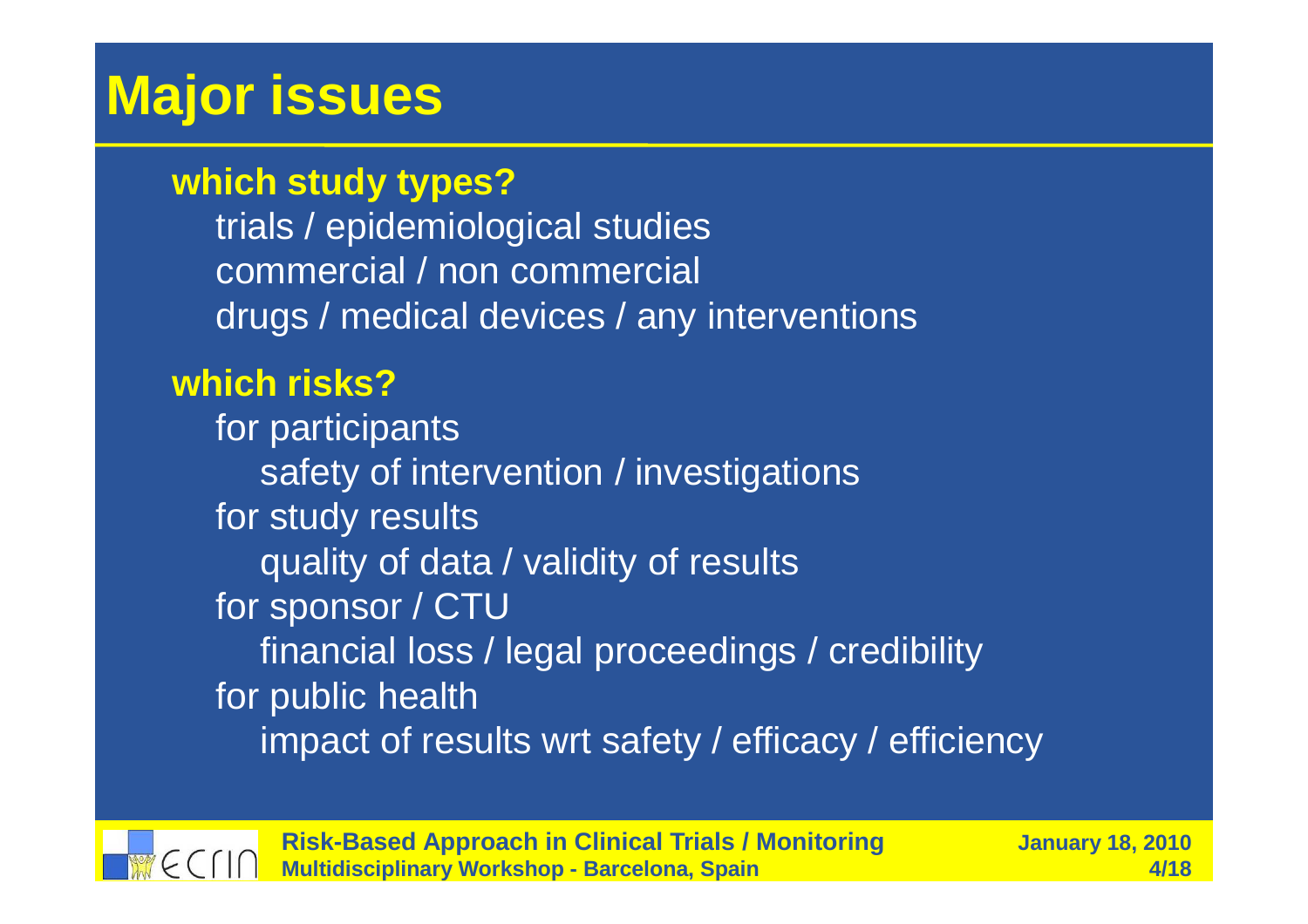# Major issues

**which study types?**

- trials / epidemiological studies
- commercial / non commercial
- drugs / medical devices / any interventions

**which risks?**

- for participants
  - safety of intervention / investigations
- for study results
  - quality of data / validity of results
- for sponsor / CTU
  - financial loss / legal proceedings / credibility
- for public health
  - impact of results wrt safety / efficacy / efficiency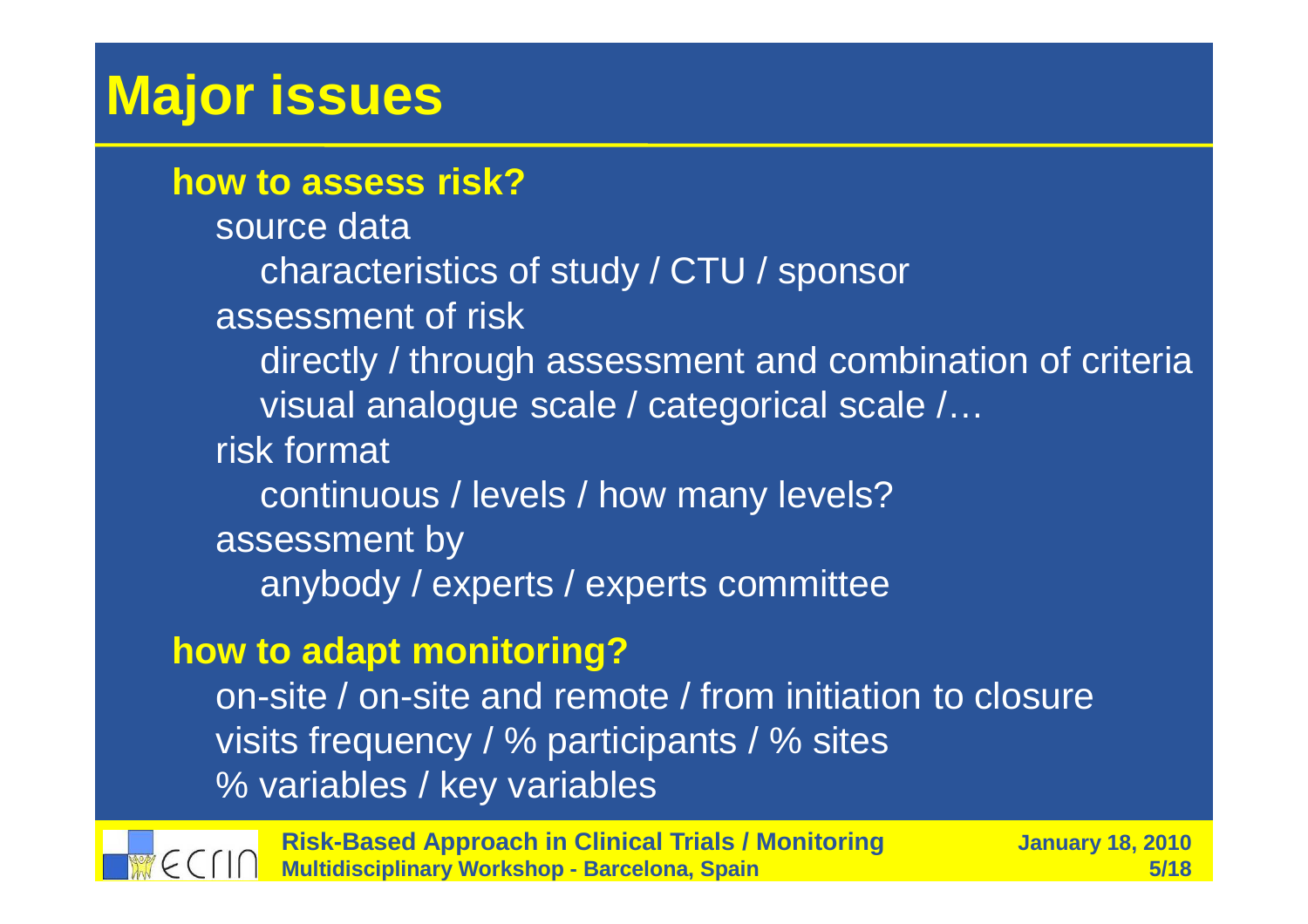# Major issues

**how to assess risk?**

- source data
  - characteristics of study / CTU / sponsor
- assessment of risk
  - directly / through assessment and combination of criteria
  - visual analogue scale / categorical scale /…
- risk format
  - continuous / levels / how many levels?
- assessment by
  - anybody / experts / experts committee

**how to adapt monitoring?**

- on-site / on-site and remote / from initiation to closure
- visits frequency / % participants / % sites
- % variables / key variables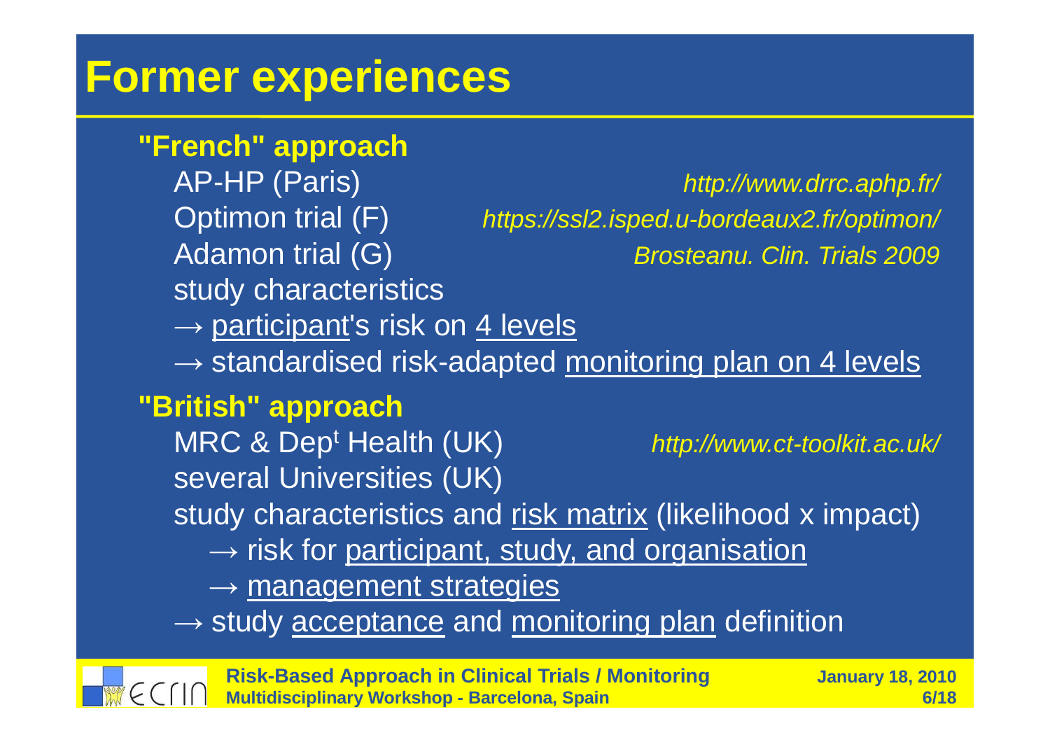# Former experiences

**"French" approach**

AP-HP (Paris) *http://www.drrc.aphp.fr/*

Optimon trial (F) *https://ssl2.isped.u-bordeaux2.fr/optimon/*

Adamon trial (G) *Brosteanu. Clin. Trials 2009*

study characteristics

→ participant's risk on 4 levels

→ standardised risk-adapted monitoring plan on 4 levels

**"British" approach**

MRC & Dep$^t$ Health (UK) *http://www.ct-toolkit.ac.uk/*

several Universities (UK)

study characteristics and risk matrix (likelihood x impact)

- → risk for participant, study, and organisation
- → management strategies

→ study acceptance and monitoring plan definition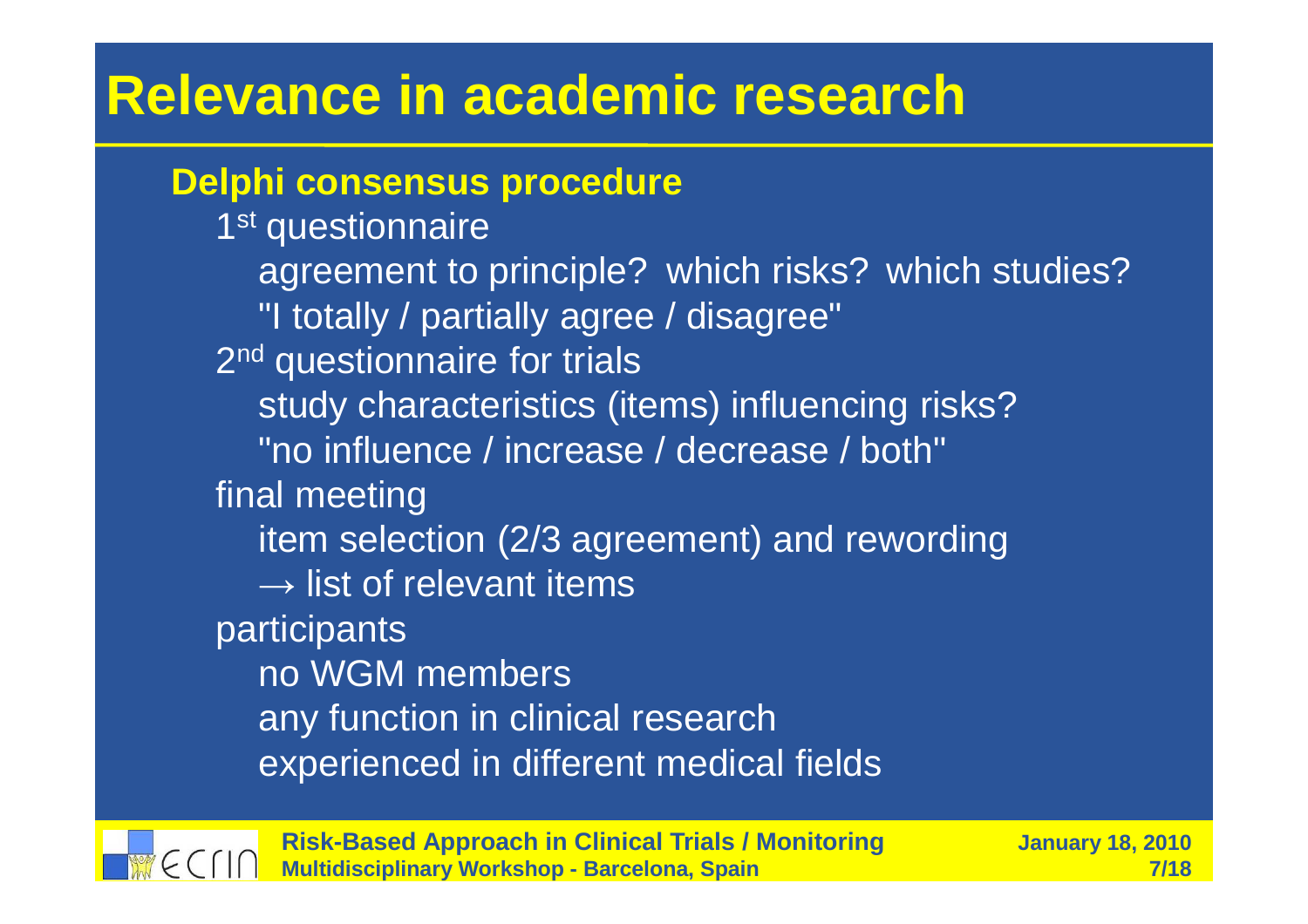# Relevance in academic research

**Delphi consensus procedure**

- 1st questionnaire
  - agreement to principle? which risks? which studies?
  - "I totally / partially agree / disagree"
- 2nd questionnaire for trials
  - study characteristics (items) influencing risks?
  - "no influence / increase / decrease / both"
- final meeting
  - item selection (2/3 agreement) and rewording
  - → list of relevant items
- participants
  - no WGM members
  - any function in clinical research
  - experienced in different medical fields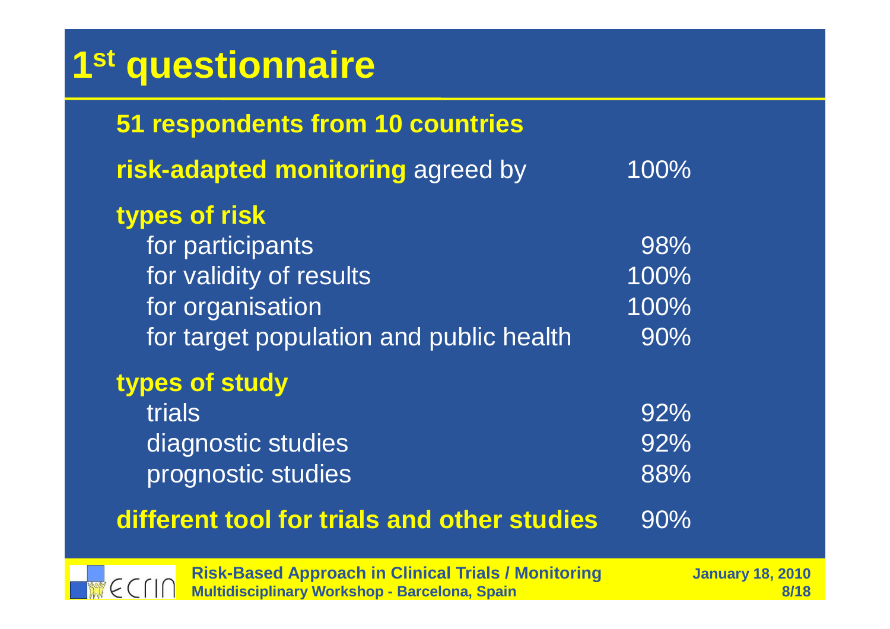# 1st questionnaire

**51 respondents from 10 countries**

**risk-adapted monitoring** agreed by 100%

**types of risk**

| | |
|---|---|
| for participants | 98% |
| for validity of results | 100% |
| for organisation | 100% |
| for target population and public health | 90% |

**types of study**

| | |
|---|---|
| trials | 92% |
| diagnostic studies | 92% |
| prognostic studies | 88% |

**different tool for trials and other studies** 90%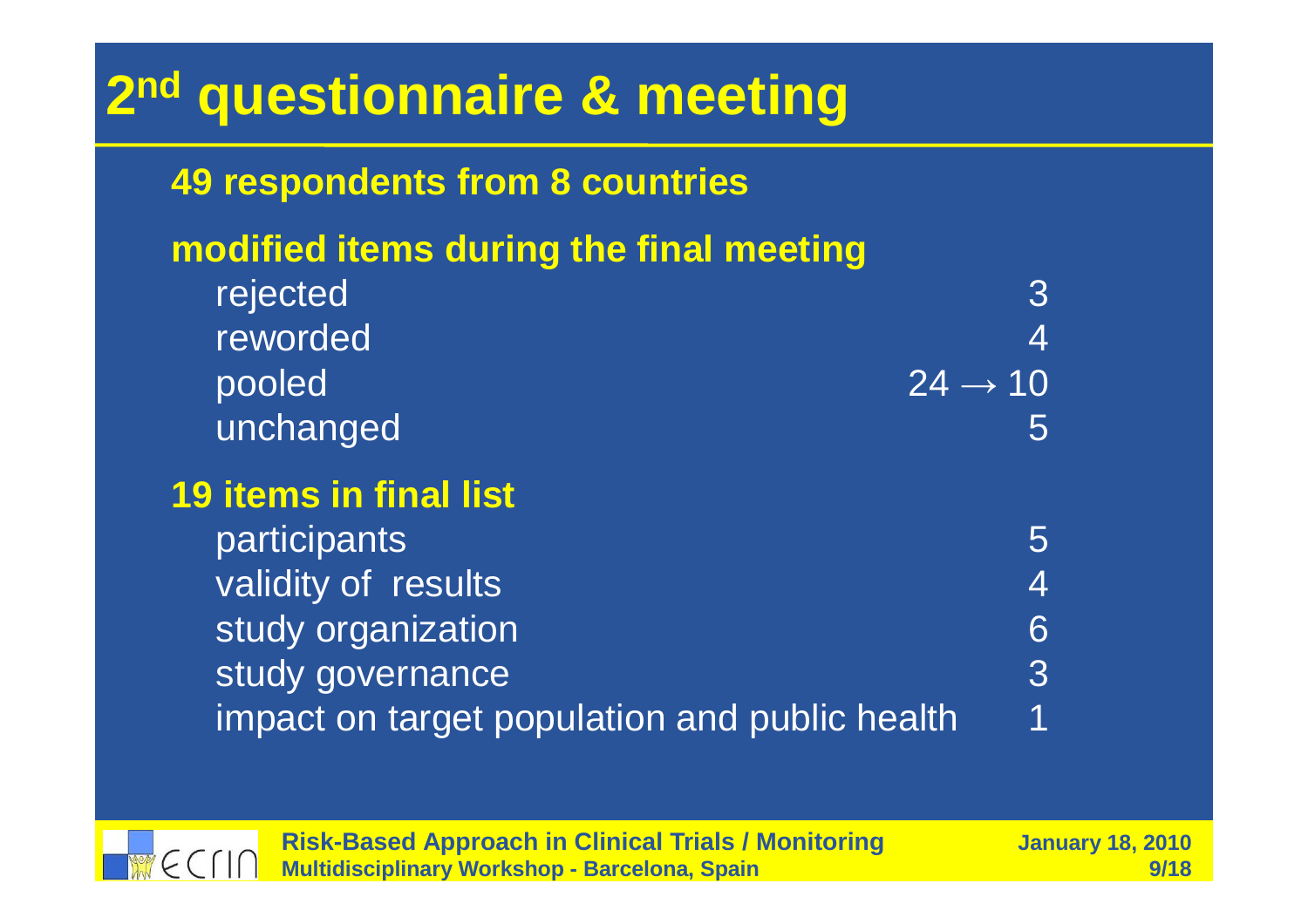# 2[nd] questionnaire & meeting

**49 respondents from 8 countries**

**modified items during the final meeting**

| | |
|---|---|
| rejected | 3 |
| reworded | 4 |
| pooled | 24 → 10 |
| unchanged | 5 |

**19 items in final list**

| | |
|---|---|
| participants | 5 |
| validity of results | 4 |
| study organization | 6 |
| study governance | 3 |
| impact on target population and public health | 1 |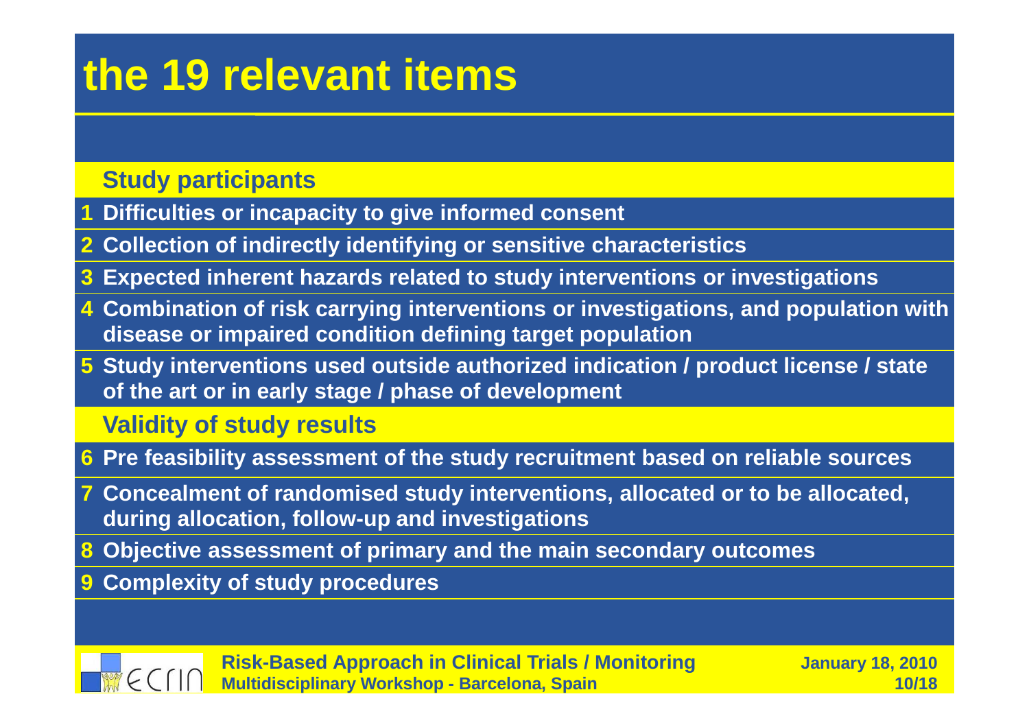# the 19 relevant items

**Study participants**

1. Difficulties or incapacity to give informed consent
2. Collection of indirectly identifying or sensitive characteristics
3. Expected inherent hazards related to study interventions or investigations
4. Combination of risk carrying interventions or investigations, and population with disease or impaired condition defining target population
5. Study interventions used outside authorized indication / product license / state of the art or in early stage / phase of development

**Validity of study results**

6. Pre feasibility assessment of the study recruitment based on reliable sources
7. Concealment of randomised study interventions, allocated or to be allocated, during allocation, follow-up and investigations
8. Objective assessment of primary and the main secondary outcomes
9. Complexity of study procedures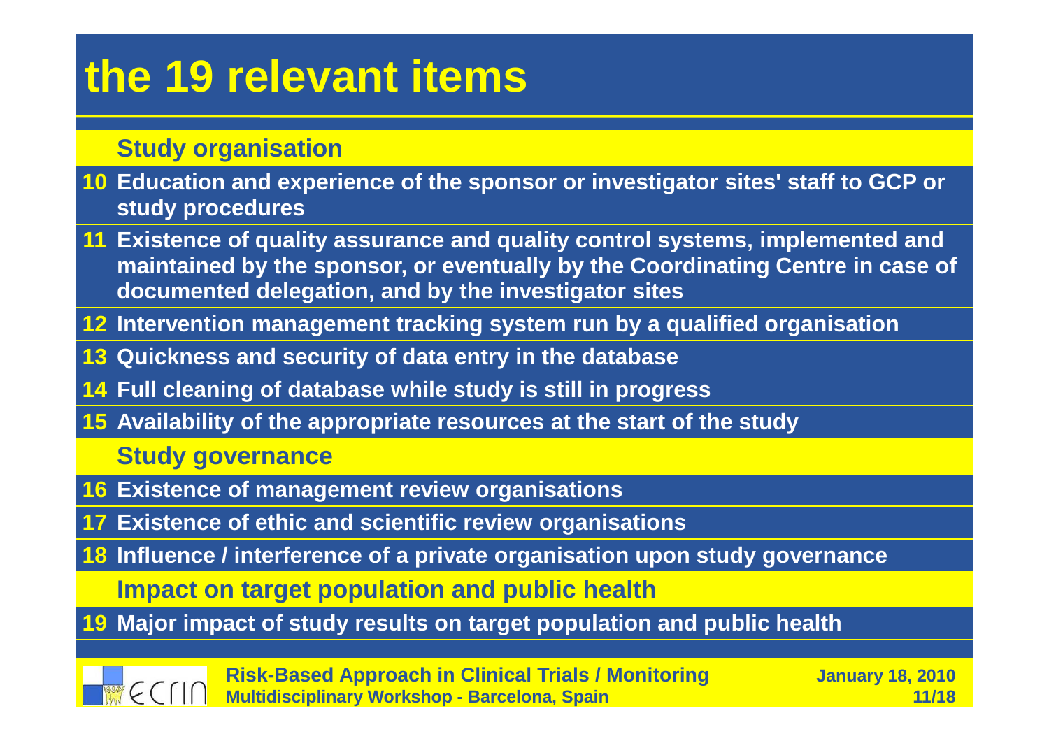# the 19 relevant items

| | |
|---|---|
| | **Study organisation** |
| 10 | Education and experience of the sponsor or investigator sites' staff to GCP or study procedures |
| 11 | Existence of quality assurance and quality control systems, implemented and maintained by the sponsor, or eventually by the Coordinating Centre in case of documented delegation, and by the investigator sites |
| 12 | Intervention management tracking system run by a qualified organisation |
| 13 | Quickness and security of data entry in the database |
| 14 | Full cleaning of database while study is still in progress |
| 15 | Availability of the appropriate resources at the start of the study |
| | **Study governance** |
| 16 | Existence of management review organisations |
| 17 | Existence of ethic and scientific review organisations |
| 18 | Influence / interference of a private organisation upon study governance |
| | **Impact on target population and public health** |
| 19 | Major impact of study results on target population and public health |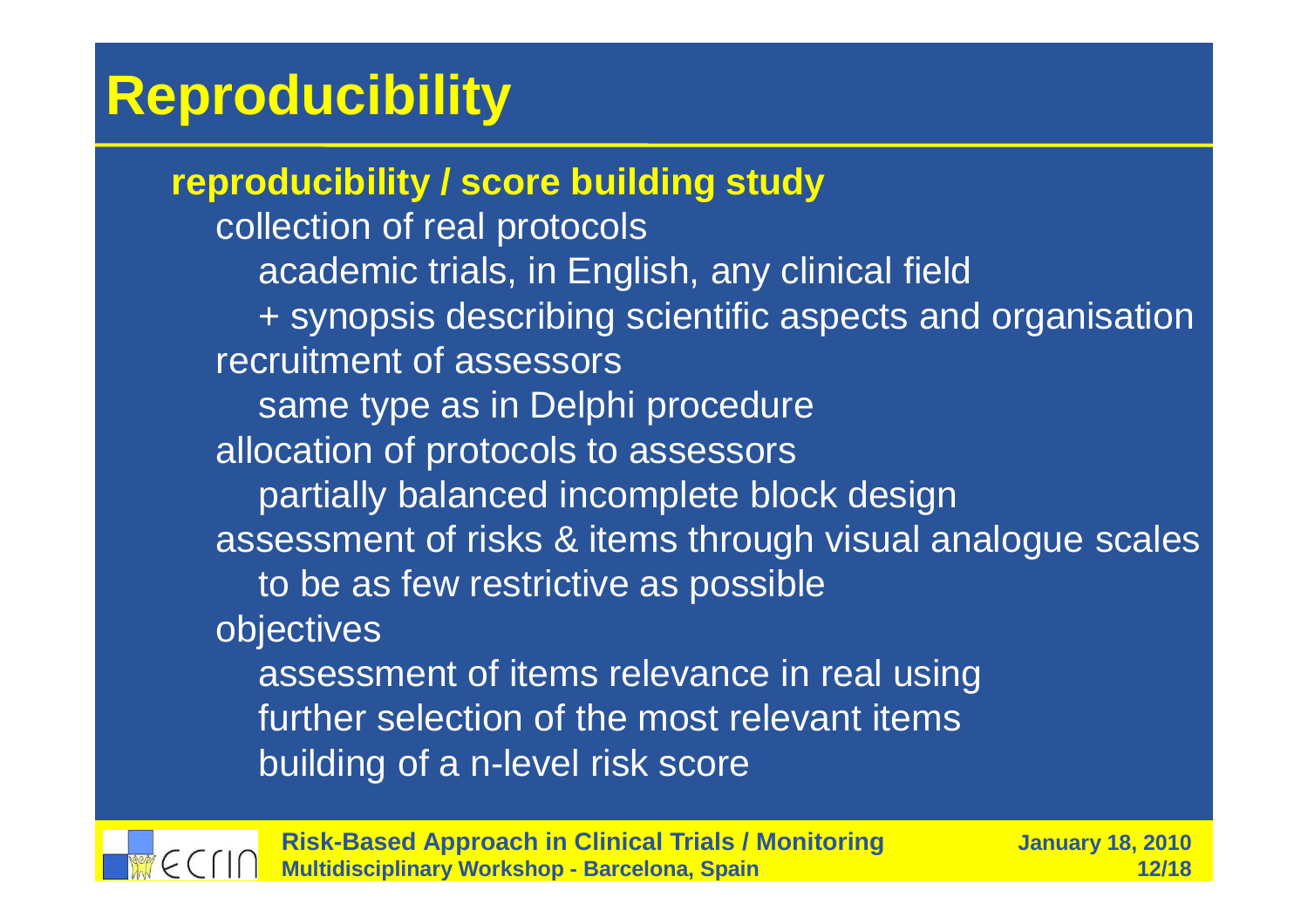# Reproducibility

**reproducibility / score building study**

- collection of real protocols
  - academic trials, in English, any clinical field
  - + synopsis describing scientific aspects and organisation
- recruitment of assessors
  - same type as in Delphi procedure
- allocation of protocols to assessors
  - partially balanced incomplete block design
- assessment of risks & items through visual analogue scales
  - to be as few restrictive as possible
- objectives
  - assessment of items relevance in real using
  - further selection of the most relevant items
  - building of a n-level risk score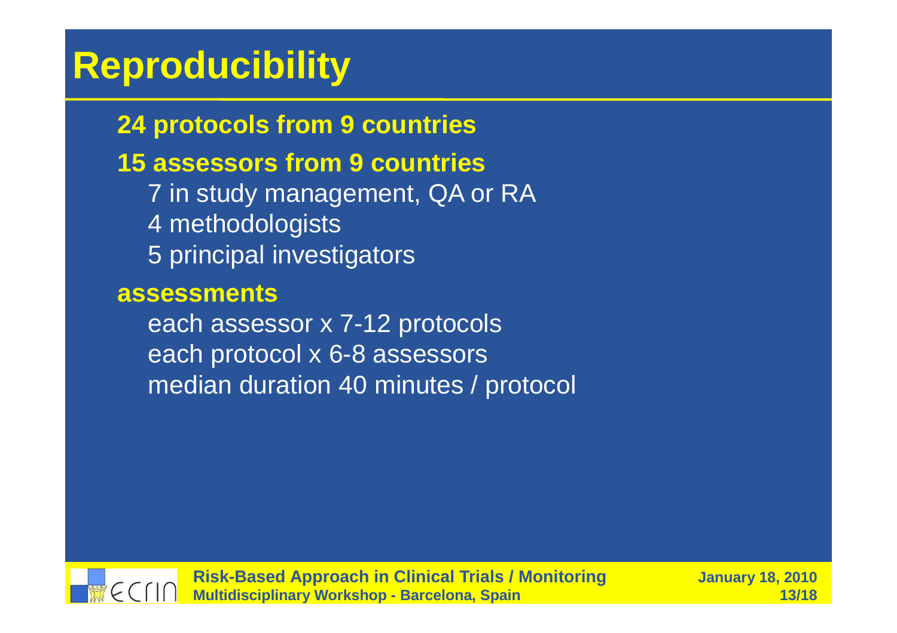# Reproducibility

**24 protocols from 9 countries**

**15 assessors from 9 countries**

- 7 in study management, QA or RA
- 4 methodologists
- 5 principal investigators

**assessments**

- each assessor x 7-12 protocols
- each protocol x 6-8 assessors
- median duration 40 minutes / protocol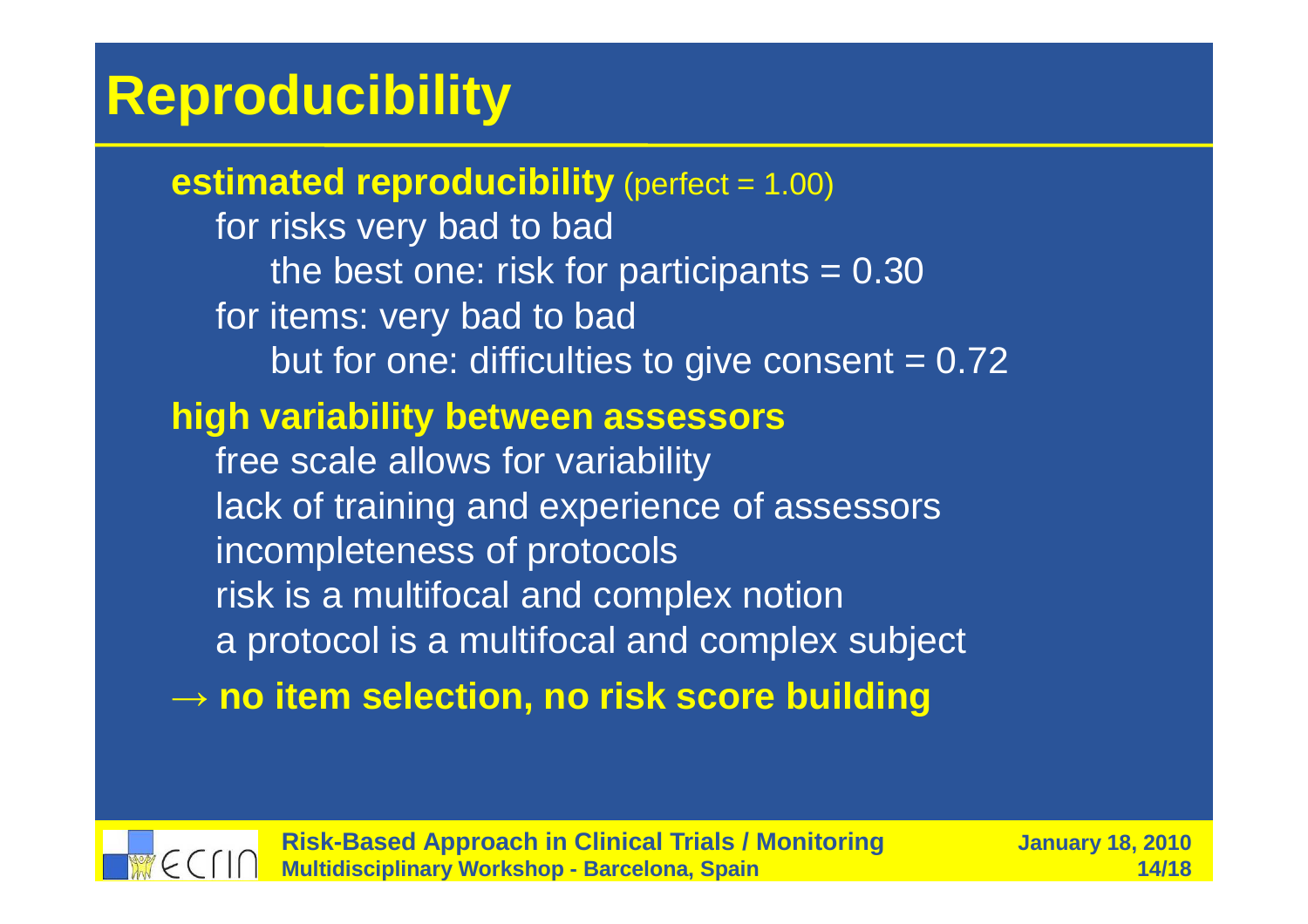# Reproducibility

**estimated reproducibility** (perfect = 1.00)

- for risks very bad to bad
  - the best one: risk for participants = 0.30
- for items: very bad to bad
  - but for one: difficulties to give consent = 0.72

**high variability between assessors**

- free scale allows for variability
- lack of training and experience of assessors
- incompleteness of protocols
- risk is a multifocal and complex notion
- a protocol is a multifocal and complex subject

→ **no item selection, no risk score building**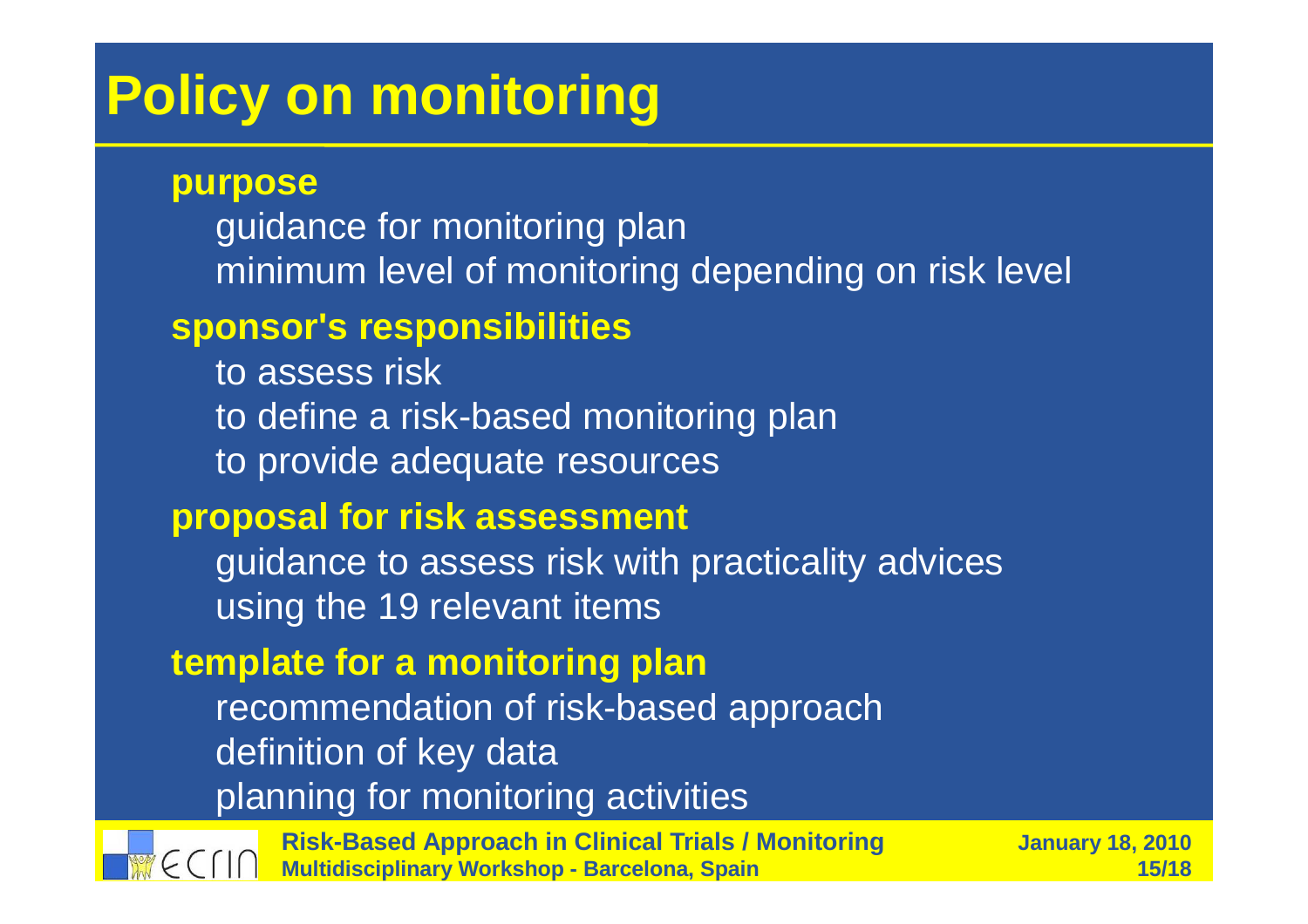# Policy on monitoring

**purpose**

- guidance for monitoring plan
- minimum level of monitoring depending on risk level

**sponsor's responsibilities**

- to assess risk
- to define a risk-based monitoring plan
- to provide adequate resources

**proposal for risk assessment**

- guidance to assess risk with practicality advices
- using the 19 relevant items

**template for a monitoring plan**

- recommendation of risk-based approach
- definition of key data
- planning for monitoring activities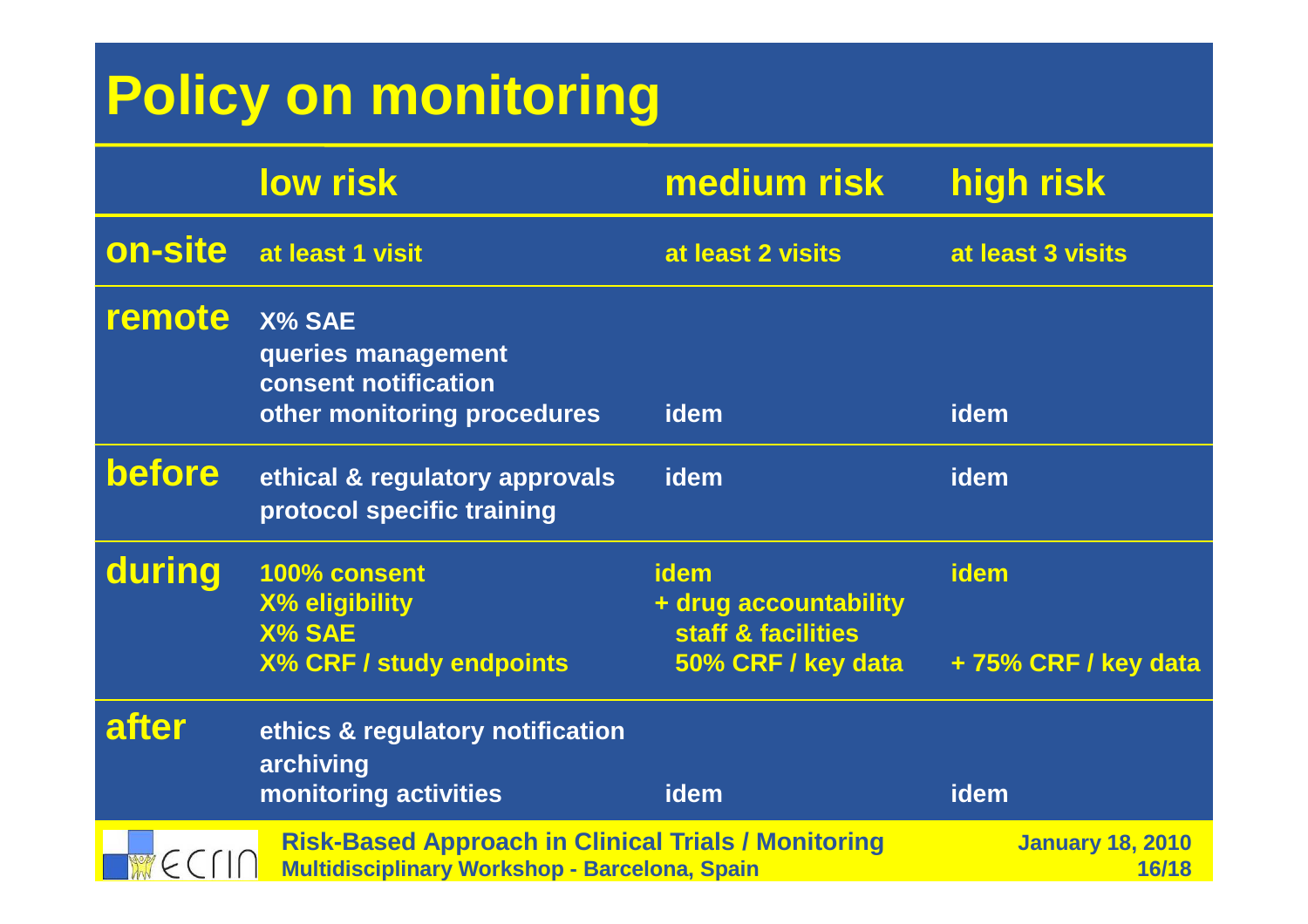# Policy on monitoring

| | low risk | medium risk | high risk |
|---|---|---|---|
| **on-site** | at least 1 visit | at least 2 visits | at least 3 visits |
| **remote** | X% SAE<br>queries management<br>consent notification<br>other monitoring procedures | idem | idem |
| **before** | ethical & regulatory approvals<br>protocol specific training | idem | idem |
| **during** | 100% consent<br>X% eligibility<br>X% SAE<br>X% CRF / study endpoints | idem<br>+ drug accountability<br>staff & facilities<br>50% CRF / key data | idem<br>+ 75% CRF / key data |
| **after** | ethics & regulatory notification<br>archiving<br>monitoring activities | idem | idem |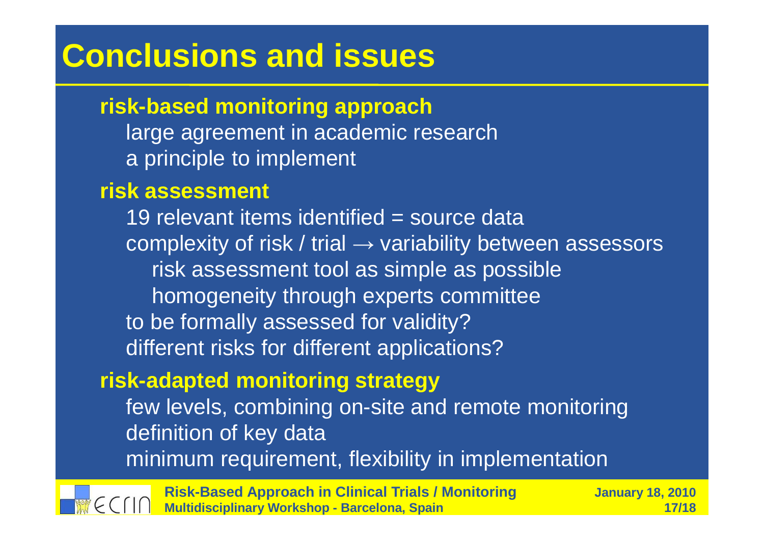# Conclusions and issues

**risk-based monitoring approach**

- large agreement in academic research
- a principle to implement

**risk assessment**

- 19 relevant items identified = source data
- complexity of risk / trial → variability between assessors
  - risk assessment tool as simple as possible
  - homogeneity through experts committee
- to be formally assessed for validity?
- different risks for different applications?

**risk-adapted monitoring strategy**

- few levels, combining on-site and remote monitoring
- definition of key data
- minimum requirement, flexibility in implementation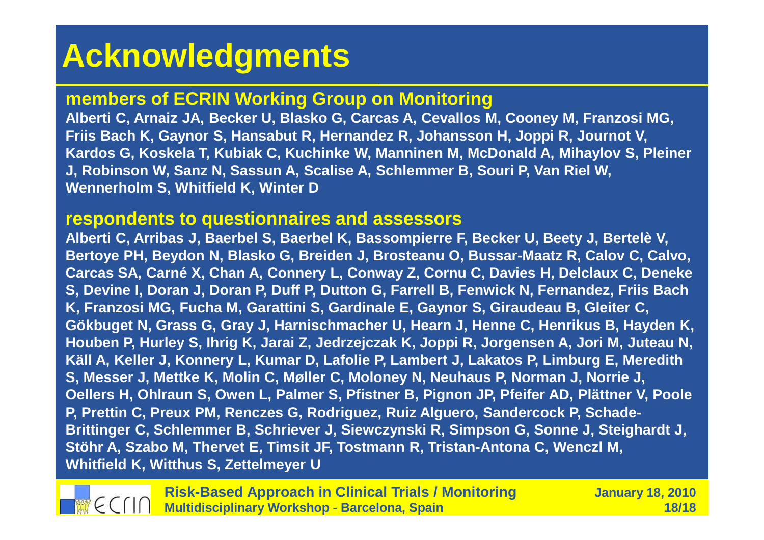# Acknowledgments

## members of ECRIN Working Group on Monitoring

**Alberti C, Arnaiz JA, Becker U, Blasko G, Carcas A, Cevallos M, Cooney M, Franzosi MG, Friis Bach K, Gaynor S, Hansabut R, Hernandez R, Johansson H, Joppi R, Journot V, Kardos G, Koskela T, Kubiak C, Kuchinke W, Manninen M, McDonald A, Mihaylov S, Pleiner J, Robinson W, Sanz N, Sassun A, Scalise A, Schlemmer B, Souri P, Van Riel W, Wennerholm S, Whitfield K, Winter D**

## respondents to questionnaires and assessors

**Alberti C, Arribas J, Baerbel S, Baerbel K, Bassompierre F, Becker U, Beety J, Bertelè V, Bertoye PH, Beydon N, Blasko G, Breiden J, Brosteanu O, Bussar-Maatz R, Calov C, Calvo, Carcas SA, Carné X, Chan A, Connery L, Conway Z, Cornu C, Davies H, Delclaux C, Deneke S, Devine I, Doran J, Doran P, Duff P, Dutton G, Farrell B, Fenwick N, Fernandez, Friis Bach K, Franzosi MG, Fucha M, Garattini S, Gardinale E, Gaynor S, Giraudeau B, Gleiter C, Gökbuget N, Grass G, Gray J, Harnischmacher U, Hearn J, Henne C, Henrikus B, Hayden K, Houben P, Hurley S, Ihrig K, Jarai Z, Jedrzejczak K, Joppi R, Jorgensen A, Jori M, Juteau N, Käll A, Keller J, Konnery L, Kumar D, Lafolie P, Lambert J, Lakatos P, Limburg E, Meredith S, Messer J, Mettke K, Molin C, Møller C, Moloney N, Neuhaus P, Norman J, Norrie J, Oellers H, Ohlraun S, Owen L, Palmer S, Pfistner B, Pignon JP, Pfeifer AD, Plättner V, Poole P, Prettin C, Preux PM, Renczes G, Rodriguez, Ruiz Alguero, Sandercock P, Schade-Brittinger C, Schlemmer B, Schriever J, Siewczynski R, Simpson G, Sonne J, Steighardt J, Stöhr A, Szabo M, Thervet E, Timsit JF, Tostmann R, Tristan-Antona C, Wenczl M, Whitfield K, Witthus S, Zettelmeyer U**